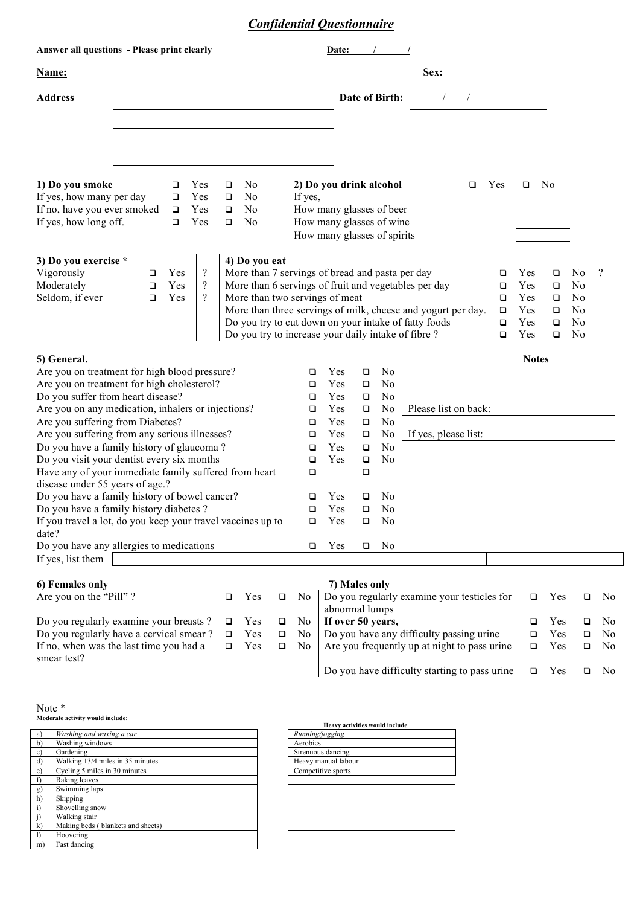# *Confidential Questionnaire*

**Answer all questions - Please print clearly** **Date:** / /

**Name:** ________________________________ **Sex:** ________

**Address** ________________________________ **Date of Birth:** / /

________________________________

________________________________

________________________________

**1) Do you smoke** ❑ Yes ❑ No
If yes, how many per day ❑ Yes ❑ No
If no, have you ever smoked ❑ Yes ❑ No
If yes, how long off. ❑ Yes ❑ No

**2) Do you drink alcohol** ❑ Yes ❑ No
If yes,
How many glasses of beer ________
How many glasses of wine ________
How many glasses of spirits ________

**3) Do you exercise \***

| | | |
|---|---|---|
| Vigorously | ❑ Yes | ? |
| Moderately | ❑ Yes | ? |
| Seldom, if ever | ❑ Yes | ? |

**4) Do you eat**

| | | | |
|---|---|---|---|
| More than 7 servings of bread and pasta per day | ❑ Yes | ❑ No | ? |
| More than 6 servings of fruit and vegetables per day | ❑ Yes | ❑ No | |
| More than two servings of meat | ❑ Yes | ❑ No | |
| More than three servings of milk, cheese and yogurt per day. | ❑ Yes | ❑ No | |
| Do you try to cut down on your intake of fatty foods | ❑ Yes | ❑ No | |
| Do you try to increase your daily intake of fibre ? | ❑ Yes | ❑ No | |

**5) General.**

| | | | **Notes** |
|---|---|---|---|
| Are you on treatment for high blood pressure? | ❑ Yes | ❑ No | |
| Are you on treatment for high cholesterol? | ❑ Yes | ❑ No | |
| Do you suffer from heart disease? | ❑ Yes | ❑ No | |
| Are you on any medication, inhalers or injections? | ❑ Yes | ❑ No | Please list on back: |
| Are you suffering from Diabetes? | ❑ Yes | ❑ No | |
| Are you suffering from any serious illnesses? | ❑ Yes | ❑ No | If yes, please list: |
| Do you have a family history of glaucoma ? | ❑ Yes | ❑ No | |
| Do you visit your dentist every six months | ❑ Yes | ❑ No | |
| Have any of your immediate family suffered from heart disease under 55 years of age.? | ❑ | ❑ | |
| Do you have a family history of bowel cancer? | ❑ Yes | ❑ No | |
| Do you have a family history diabetes ? | ❑ Yes | ❑ No | |
| If you travel a lot, do you keep your travel vaccines up to date? | ❑ Yes | ❑ No | |
| Do you have any allergies to medications | ❑ Yes | ❑ No | |

If yes, list them ________________________________

**6) Females only**

| | | |
|---|---|---|
| Are you on the "Pill" ? | ❑ Yes | ❑ No |
| Do you regularly examine your breasts ? | ❑ Yes | ❑ No |
| Do you regularly have a cervical smear ? | ❑ Yes | ❑ No |
| If no, when was the last time you had a smear test? | ❑ Yes | ❑ No |

**7) Males only**

| | | |
|---|---|---|
| Do you regularly examine your testicles for abnormal lumps | ❑ Yes | ❑ No |
| **If over 50 years,** | ❑ Yes | ❑ No |
| Do you have any difficulty passing urine | ❑ Yes | ❑ No |
| Are you frequently up at night to pass urine | ❑ Yes | ❑ No |
| Do you have difficulty starting to pass urine | ❑ Yes | ❑ No |

Note \*

**Moderate activity would include:**

| | |
|---|---|
| a) | *Washing and waxing a car* |
| b) | Washing windows |
| c) | Gardening |
| d) | Walking 13/4 miles in 35 minutes |
| e) | Cycling 5 miles in 30 minutes |
| f) | Raking leaves |
| g) | Swimming laps |
| h) | Skipping |
| i) | Shovelling snow |
| j) | Walking stair |
| k) | Making beds ( blankets and sheets) |
| l) | Hoovering |
| m) | Fast dancing |

**Heavy activities would include**

| |
|---|
| *Running/jogging* |
| Aerobics |
| Strenuous dancing |
| Heavy manual labour |
| Competitive sports |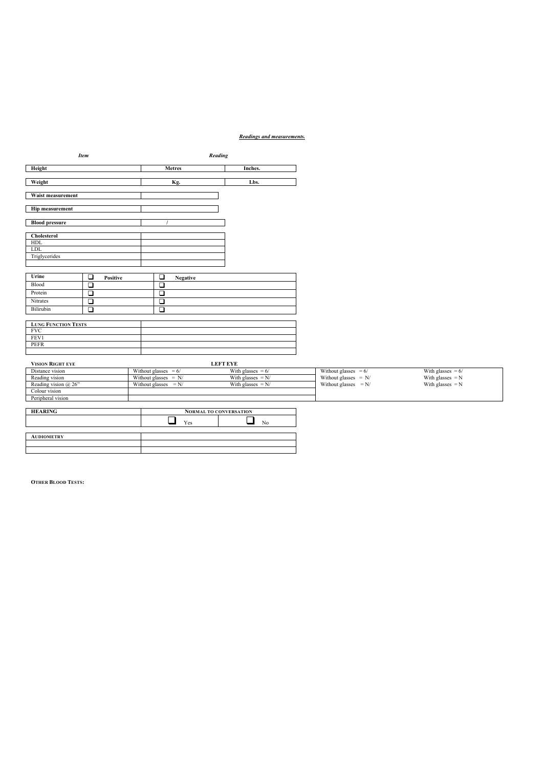***Readings and measurements.***

| *Item* | *Reading* | |
|---|---|---|
| **Height** | **Metres** | **Inches.** |
| **Weight** | **Kg.** | **Lbs.** |
| **Waist measurement** | | |
| **Hip measurement** | | |
| **Blood pressure** | / | |
| **Cholesterol** | | |
| HDL | | |
| LDL | | |
| Triglycerides | | |
| | | |

| **Urine** | ❑ **Positive** | ❑ **Negative** |
|---|---|---|
| Blood | ❑ | ❑ |
| Protein | ❑ | ❑ |
| Nitrates | ❑ | ❑ |
| Bilirubin | ❑ | ❑ |

| **LUNG FUNCTION TESTS** | |
|---|---|
| FVC | |
| FEV1 | |
| PEFR | |
| | |

| **VISION RIGHT EYE** | | | **LEFT EYE** | |
|---|---|---|---|---|
| Distance vision | Without glasses = 6/ | With glasses = 6/ | Without glasses = 6/ | With glasses = 6/ |
| Reading vision | Without glasses = N/ | With glasses = N/ | Without glasses = N/ | With glasses = N |
| Reading vision @ 26" | Without glasses = N/ | With glasses = N/ | Without glasses = N/ | With glasses = N |
| Colour vision | | | | |
| Peripheral vision | | | | |

| **HEARING** | **NORMAL TO CONVERSATION** | |
|---|---|---|
| | ❑ Yes | ❑ No |

| **AUDIOMETRY** | |
|---|---|
| | |
| | |

**OTHER BLOOD TESTS:**